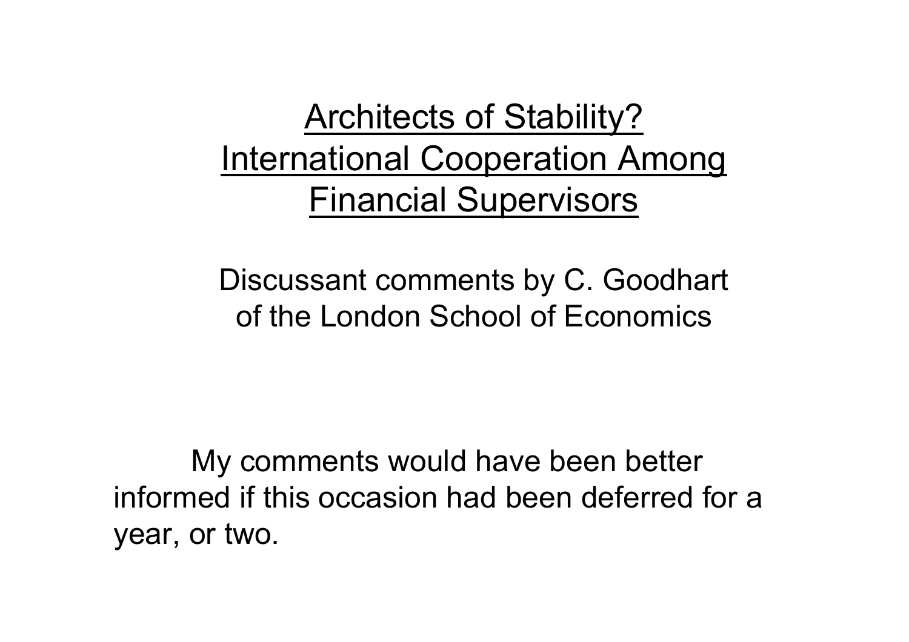# Architects of Stability? International Cooperation Among Financial Supervisors

Discussant comments by C. Goodhart of the London School of Economics

My comments would have been better informed if this occasion had been deferred for a year, or two.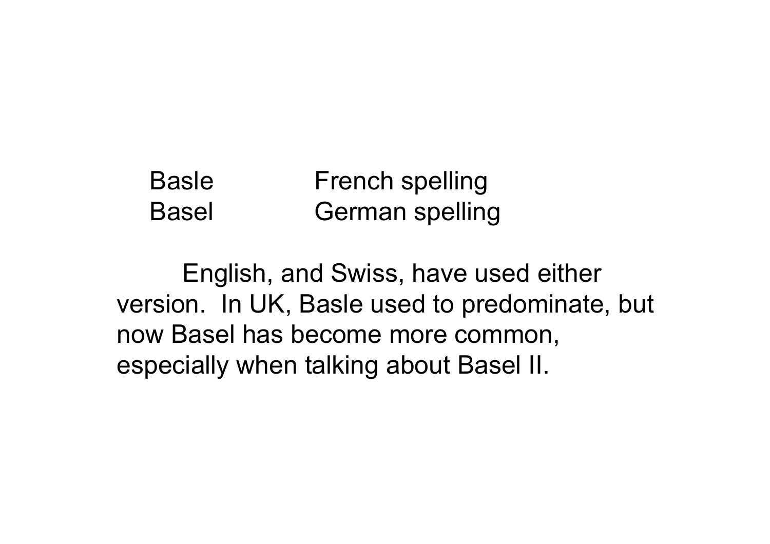| | |
|---|---|
| Basle | French spelling |
| Basel | German spelling |

English, and Swiss, have used either version. In UK, Basle used to predominate, but now Basel has become more common, especially when talking about Basel II.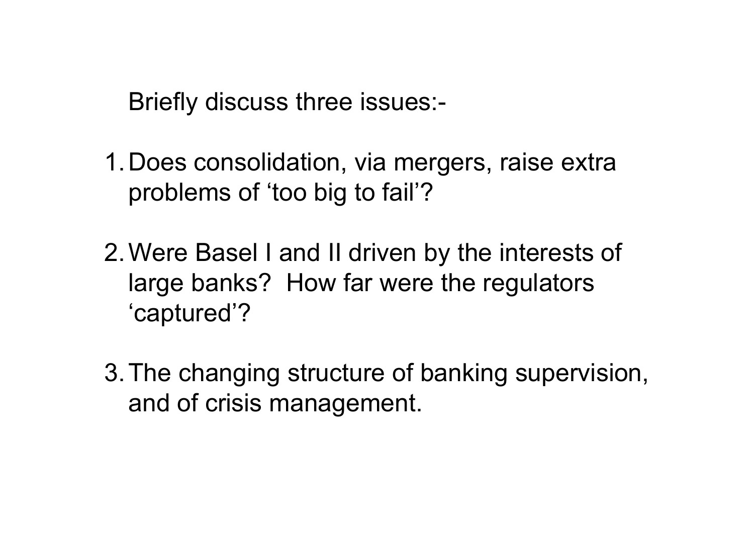Briefly discuss three issues:-

1. Does consolidation, via mergers, raise extra problems of ‘too big to fail’?

2. Were Basel I and II driven by the interests of large banks? How far were the regulators ‘captured’?

3. The changing structure of banking supervision, and of crisis management.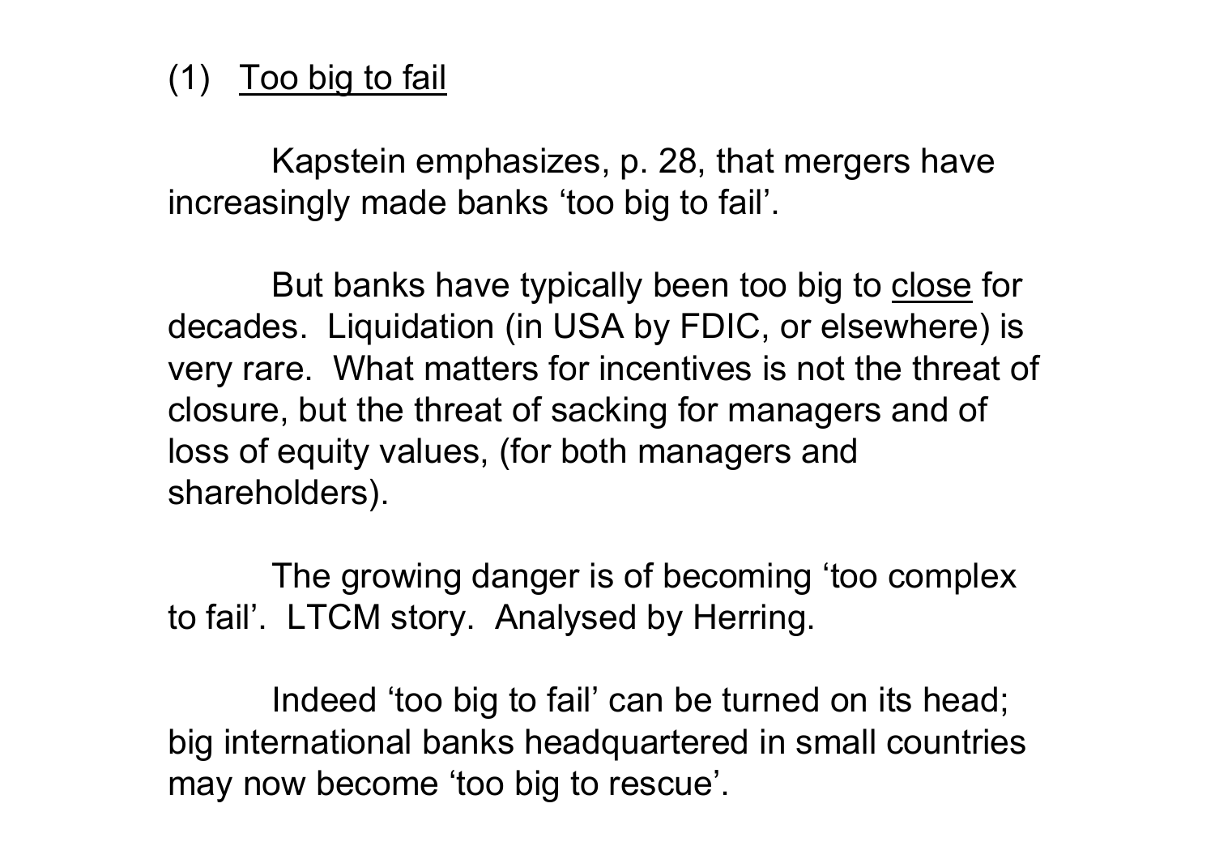## (1) Too big to fail

Kapstein emphasizes, p. 28, that mergers have increasingly made banks 'too big to fail'.

But banks have typically been too big to close for decades. Liquidation (in USA by FDIC, or elsewhere) is very rare. What matters for incentives is not the threat of closure, but the threat of sacking for managers and of loss of equity values, (for both managers and shareholders).

The growing danger is of becoming 'too complex to fail'. LTCM story. Analysed by Herring.

Indeed 'too big to fail' can be turned on its head; big international banks headquartered in small countries may now become 'too big to rescue'.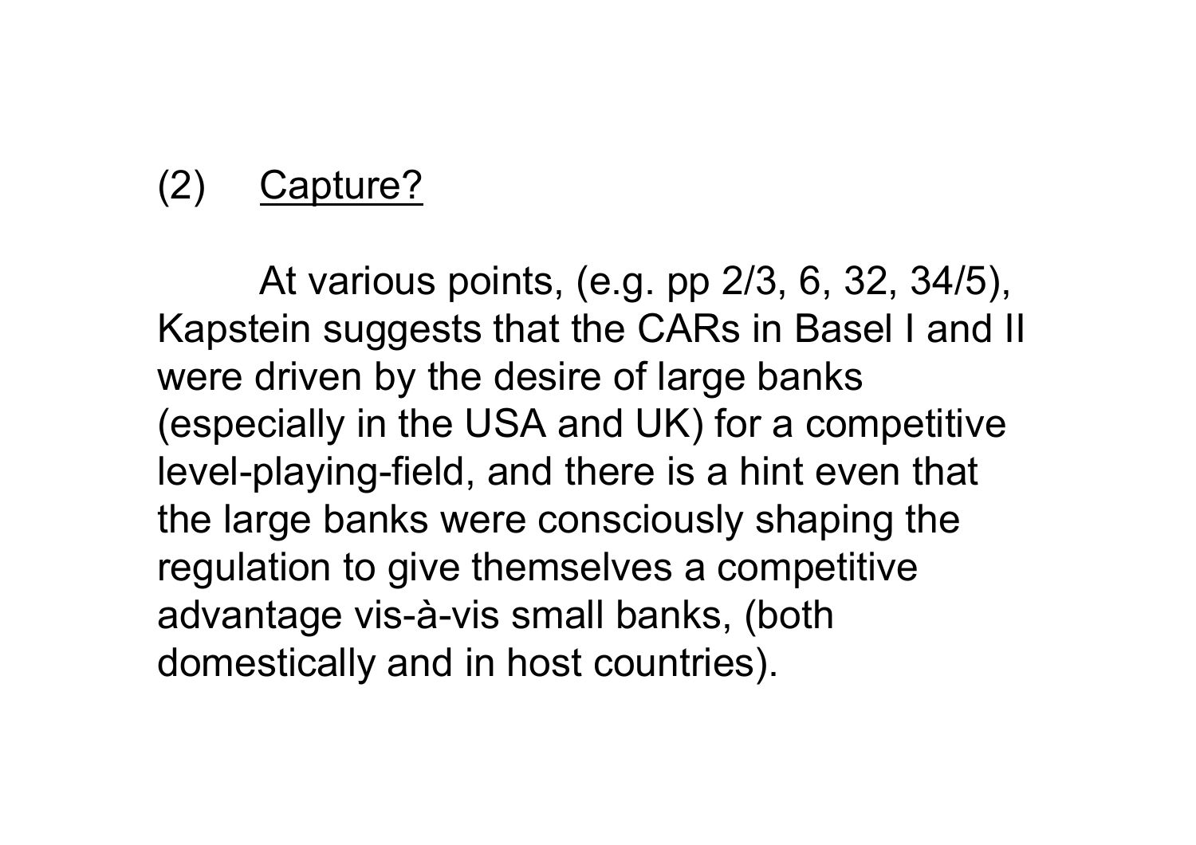## (2) Capture?

At various points, (e.g. pp 2/3, 6, 32, 34/5), Kapstein suggests that the CARs in Basel I and II were driven by the desire of large banks (especially in the USA and UK) for a competitive level-playing-field, and there is a hint even that the large banks were consciously shaping the regulation to give themselves a competitive advantage vis-à-vis small banks, (both domestically and in host countries).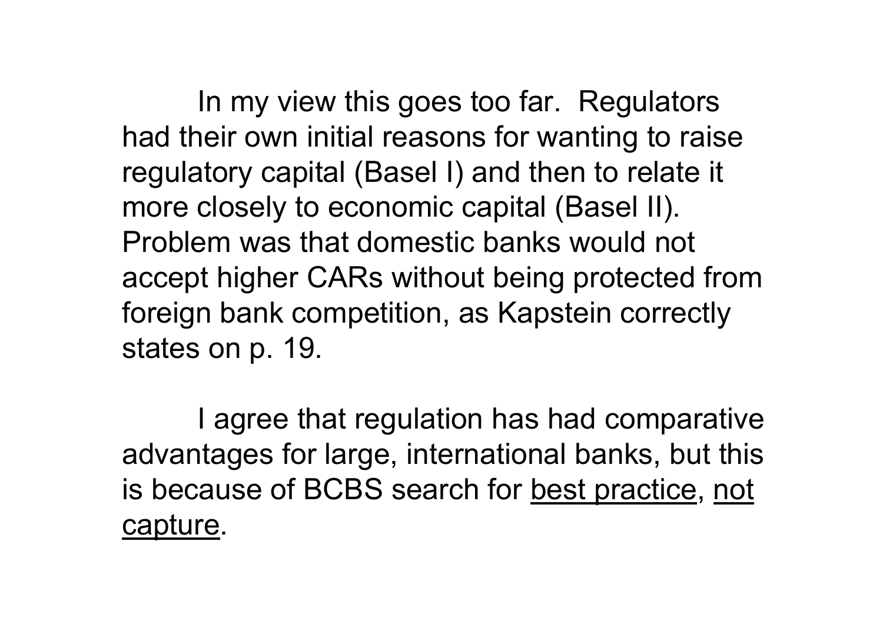In my view this goes too far. Regulators had their own initial reasons for wanting to raise regulatory capital (Basel I) and then to relate it more closely to economic capital (Basel II). Problem was that domestic banks would not accept higher CARs without being protected from foreign bank competition, as Kapstein correctly states on p. 19.

I agree that regulation has had comparative advantages for large, international banks, but this is because of BCBS search for <u>best practice</u>, <u>not capture</u>.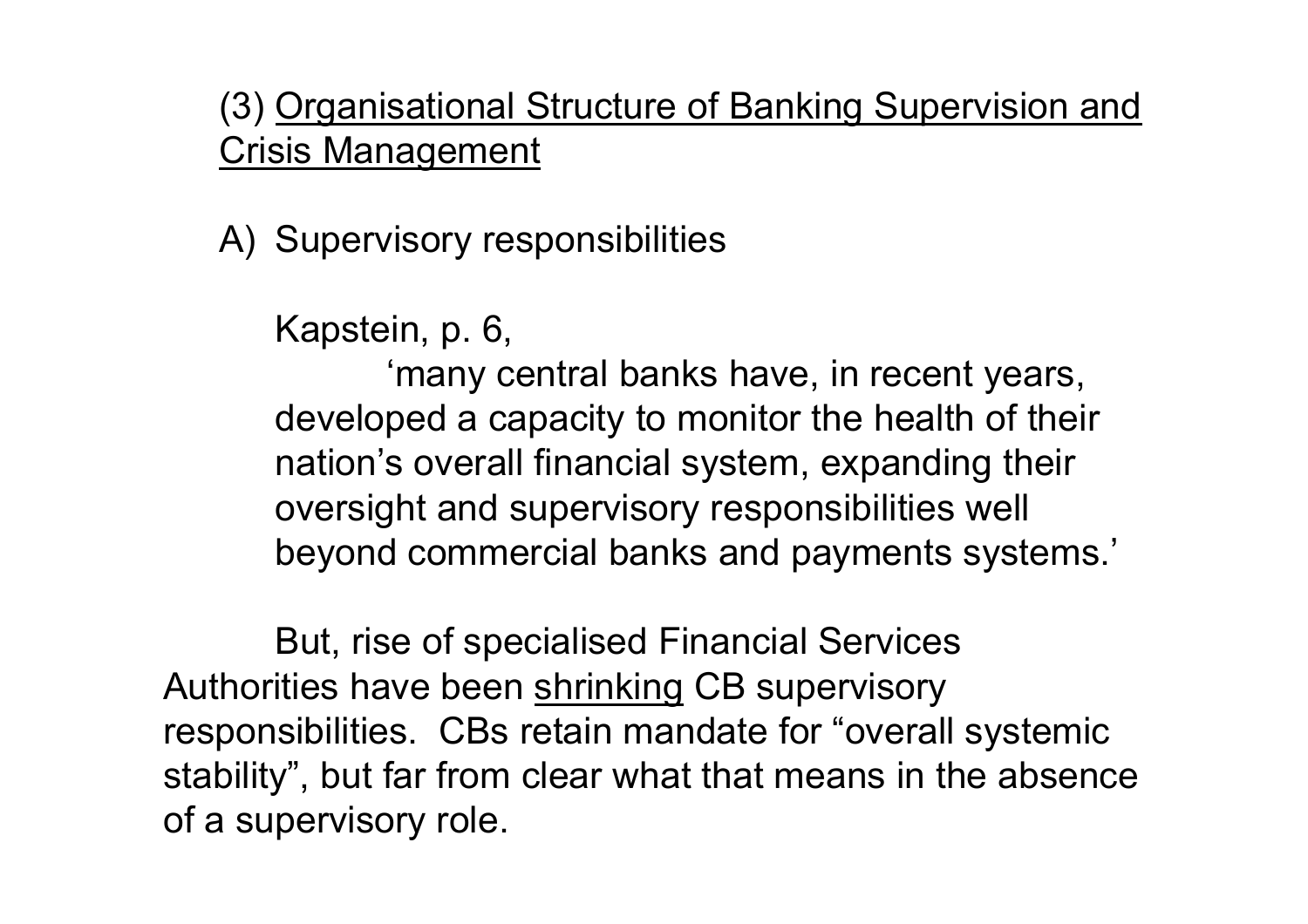## (3) Organisational Structure of Banking Supervision and Crisis Management

### A) Supervisory responsibilities

Kapstein, p. 6,

> 'many central banks have, in recent years, developed a capacity to monitor the health of their nation's overall financial system, expanding their oversight and supervisory responsibilities well beyond commercial banks and payments systems.'

But, rise of specialised Financial Services Authorities have been shrinking CB supervisory responsibilities. CBs retain mandate for "overall systemic stability", but far from clear what that means in the absence of a supervisory role.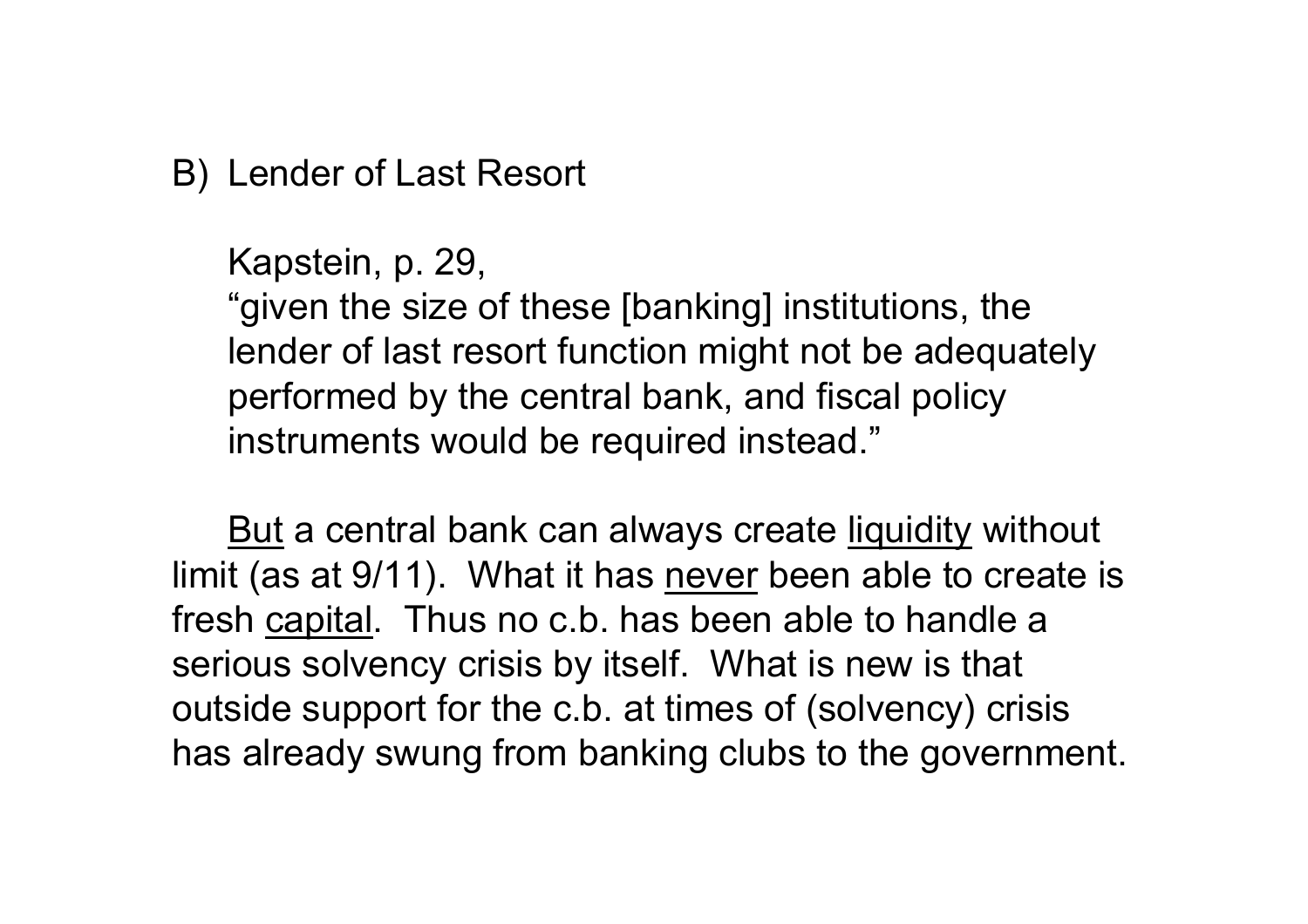## B) Lender of Last Resort

Kapstein, p. 29,
"given the size of these [banking] institutions, the lender of last resort function might not be adequately performed by the central bank, and fiscal policy instruments would be required instead."

<u>But</u> a central bank can always create <u>liquidity</u> without limit (as at 9/11). What it has <u>never</u> been able to create is fresh <u>capital</u>. Thus no c.b. has been able to handle a serious solvency crisis by itself. What is new is that outside support for the c.b. at times of (solvency) crisis has already swung from banking clubs to the government.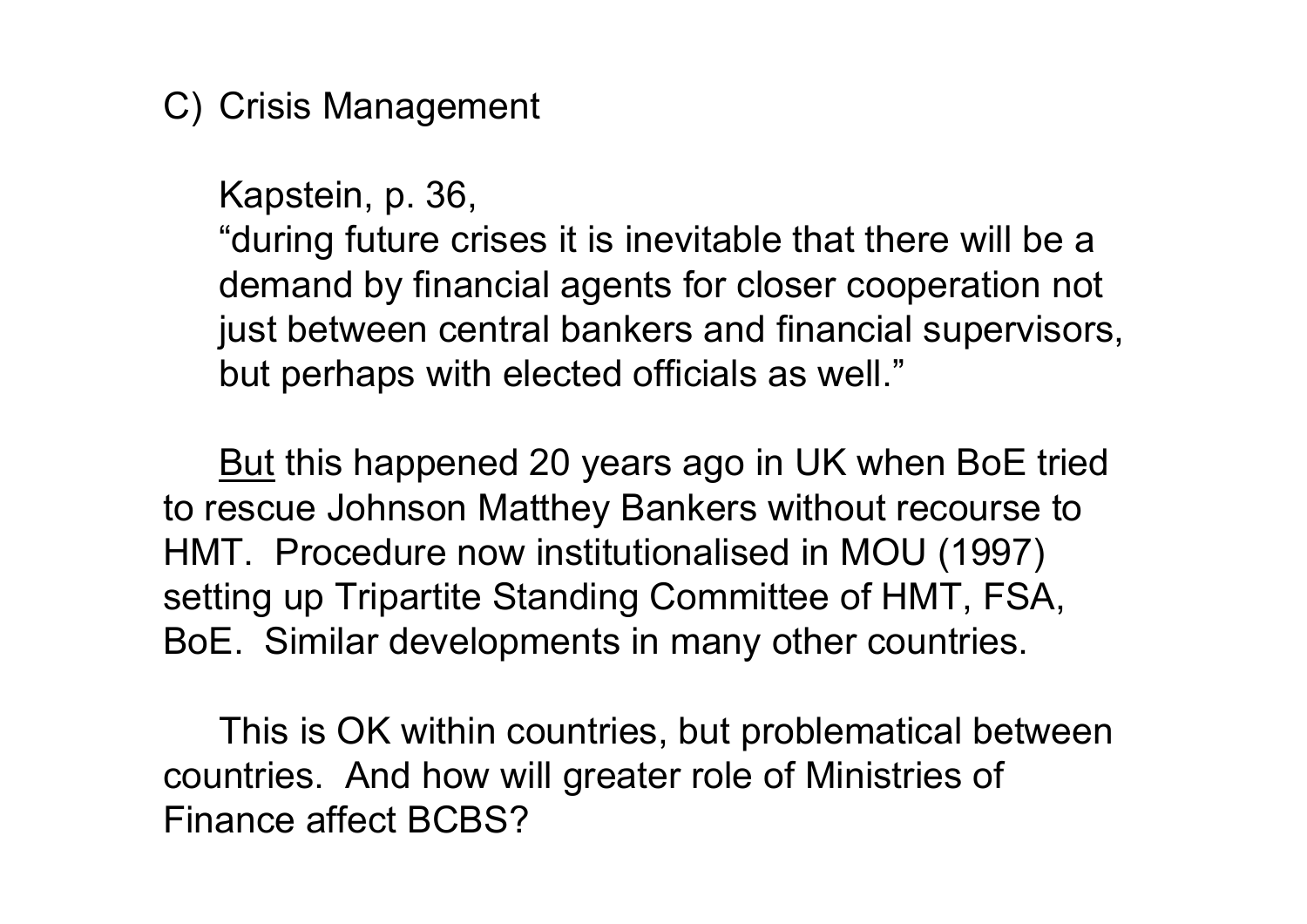C) Crisis Management

Kapstein, p. 36,
"during future crises it is inevitable that there will be a demand by financial agents for closer cooperation not just between central bankers and financial supervisors, but perhaps with elected officials as well."

<u>But</u> this happened 20 years ago in UK when BoE tried to rescue Johnson Matthey Bankers without recourse to HMT. Procedure now institutionalised in MOU (1997) setting up Tripartite Standing Committee of HMT, FSA, BoE. Similar developments in many other countries.

This is OK within countries, but problematical between countries. And how will greater role of Ministries of Finance affect BCBS?